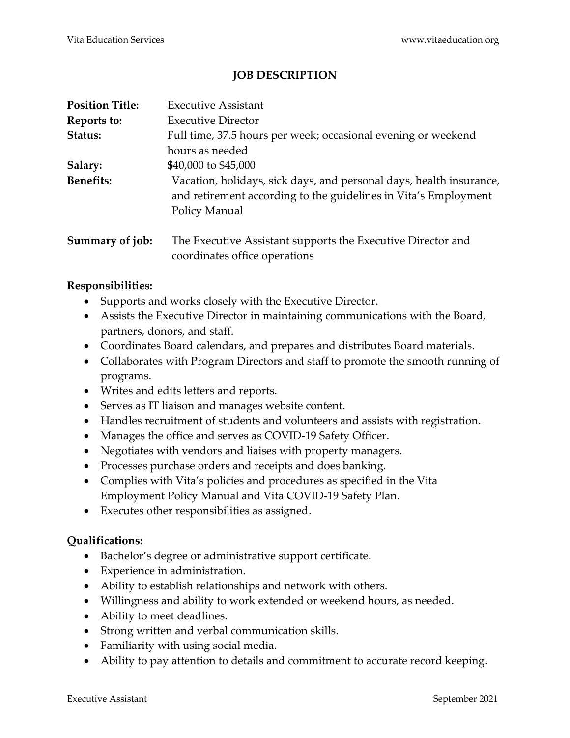# JOB DESCRIPTION

**Position Title:** Executive Assistant

**Reports to:** Executive Director

**Status:** Full time, 37.5 hours per week; occasional evening or weekend hours as needed

**Salary:** $40,000 to $45,000

**Benefits:** Vacation, holidays, sick days, and personal days, health insurance, and retirement according to the guidelines in Vita's Employment Policy Manual

**Summary of job:** The Executive Assistant supports the Executive Director and coordinates office operations

**Responsibilities:**

- Supports and works closely with the Executive Director.
- Assists the Executive Director in maintaining communications with the Board, partners, donors, and staff.
- Coordinates Board calendars, and prepares and distributes Board materials.
- Collaborates with Program Directors and staff to promote the smooth running of programs.
- Writes and edits letters and reports.
- Serves as IT liaison and manages website content.
- Handles recruitment of students and volunteers and assists with registration.
- Manages the office and serves as COVID-19 Safety Officer.
- Negotiates with vendors and liaises with property managers.
- Processes purchase orders and receipts and does banking.
- Complies with Vita's policies and procedures as specified in the Vita Employment Policy Manual and Vita COVID-19 Safety Plan.
- Executes other responsibilities as assigned.

**Qualifications:**

- Bachelor's degree or administrative support certificate.
- Experience in administration.
- Ability to establish relationships and network with others.
- Willingness and ability to work extended or weekend hours, as needed.
- Ability to meet deadlines.
- Strong written and verbal communication skills.
- Familiarity with using social media.
- Ability to pay attention to details and commitment to accurate record keeping.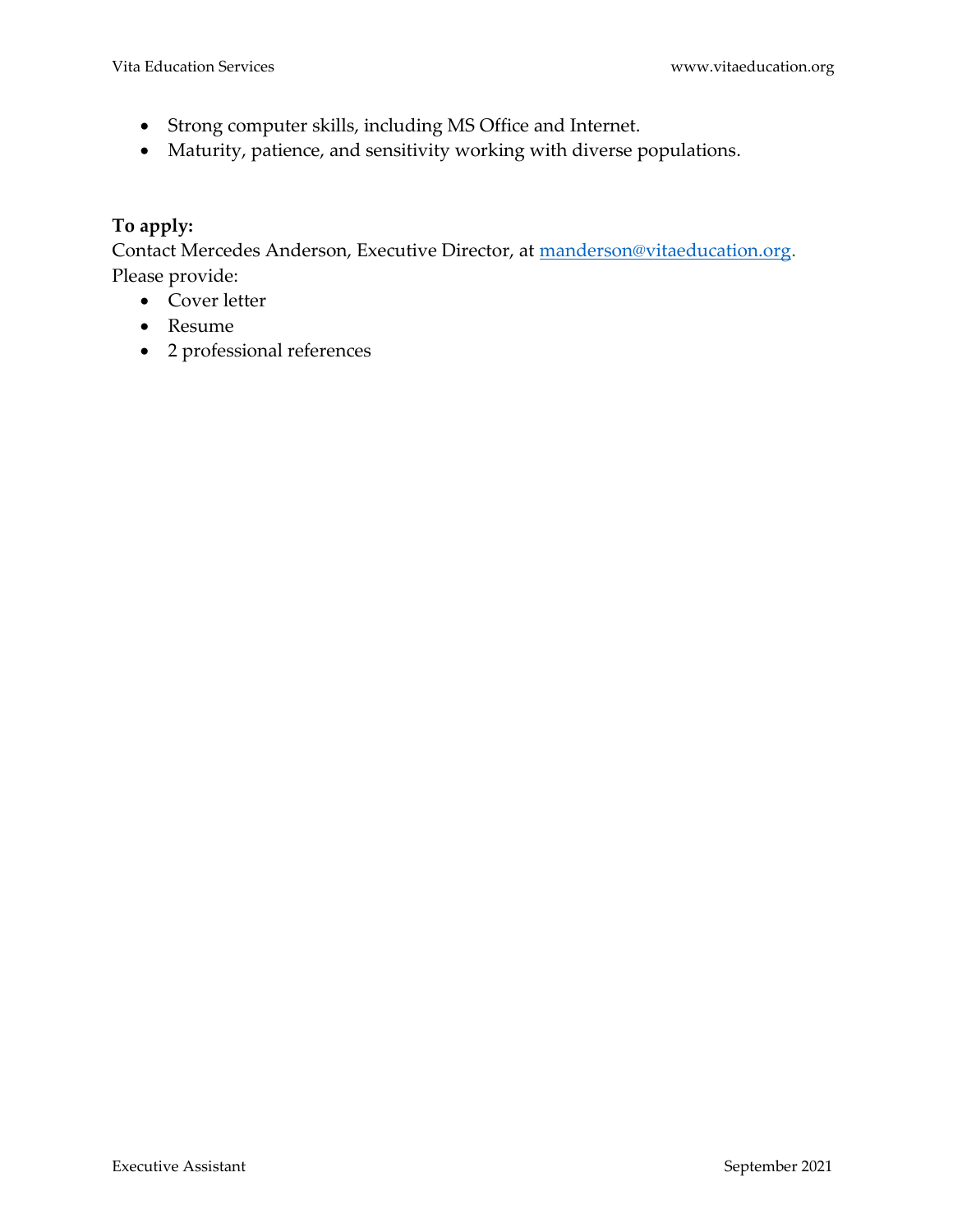- Strong computer skills, including MS Office and Internet.
- Maturity, patience, and sensitivity working with diverse populations.

**To apply:**

Contact Mercedes Anderson, Executive Director, at manderson@vitaeducation.org.
Please provide:

- Cover letter
- Resume
- 2 professional references